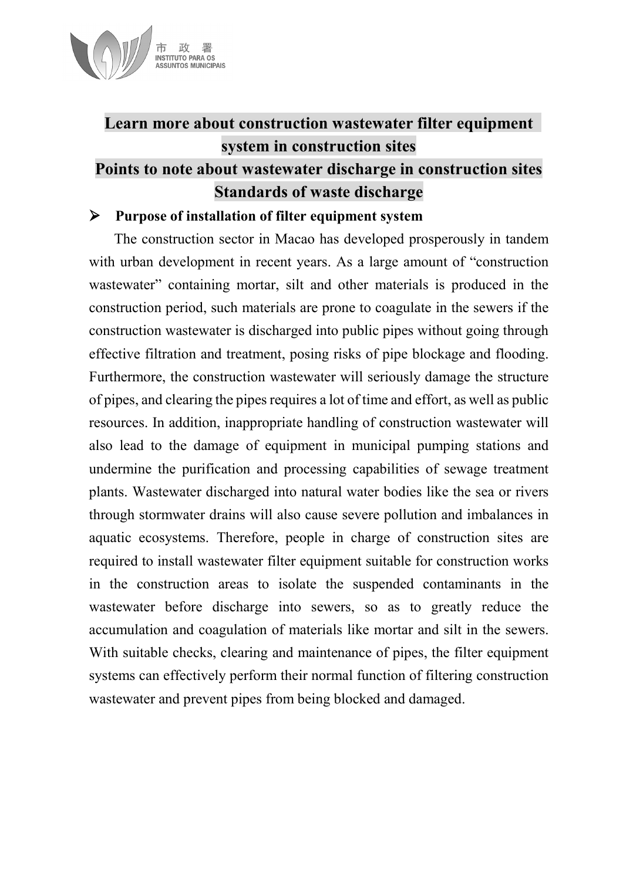# Learn more about construction wastewater filter equipment system in construction sites

# Points to note about wastewater discharge in construction sites

# Standards of waste discharge

- **Purpose of installation of filter equipment system**

The construction sector in Macao has developed prosperously in tandem with urban development in recent years. As a large amount of "construction wastewater" containing mortar, silt and other materials is produced in the construction period, such materials are prone to coagulate in the sewers if the construction wastewater is discharged into public pipes without going through effective filtration and treatment, posing risks of pipe blockage and flooding. Furthermore, the construction wastewater will seriously damage the structure of pipes, and clearing the pipes requires a lot of time and effort, as well as public resources. In addition, inappropriate handling of construction wastewater will also lead to the damage of equipment in municipal pumping stations and undermine the purification and processing capabilities of sewage treatment plants. Wastewater discharged into natural water bodies like the sea or rivers through stormwater drains will also cause severe pollution and imbalances in aquatic ecosystems. Therefore, people in charge of construction sites are required to install wastewater filter equipment suitable for construction works in the construction areas to isolate the suspended contaminants in the wastewater before discharge into sewers, so as to greatly reduce the accumulation and coagulation of materials like mortar and silt in the sewers. With suitable checks, clearing and maintenance of pipes, the filter equipment systems can effectively perform their normal function of filtering construction wastewater and prevent pipes from being blocked and damaged.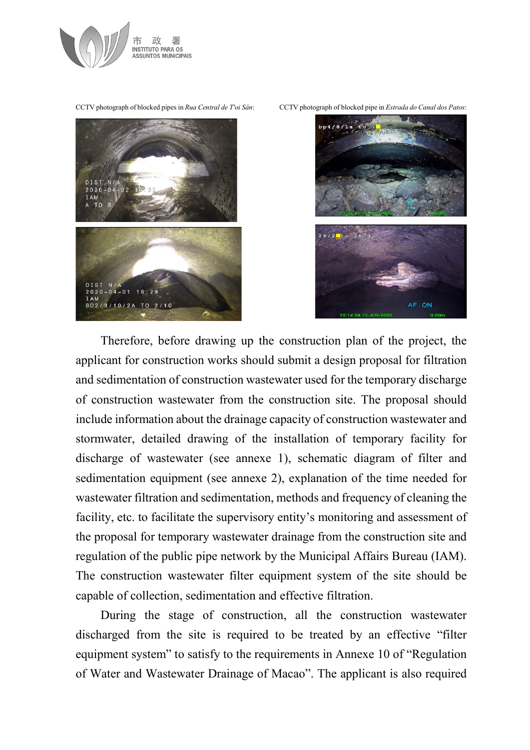CCTV photograph of blocked pipes in *Rua Central de T'oi Sán*:

CCTV photograph of blocked pipe in *Estrada do Canal dos Patos*:

Therefore, before drawing up the construction plan of the project, the applicant for construction works should submit a design proposal for filtration and sedimentation of construction wastewater used for the temporary discharge of construction wastewater from the construction site. The proposal should include information about the drainage capacity of construction wastewater and stormwater, detailed drawing of the installation of temporary facility for discharge of wastewater (see annexe 1), schematic diagram of filter and sedimentation equipment (see annexe 2), explanation of the time needed for wastewater filtration and sedimentation, methods and frequency of cleaning the facility, etc. to facilitate the supervisory entity's monitoring and assessment of the proposal for temporary wastewater drainage from the construction site and regulation of the public pipe network by the Municipal Affairs Bureau (IAM). The construction wastewater filter equipment system of the site should be capable of collection, sedimentation and effective filtration.

During the stage of construction, all the construction wastewater discharged from the site is required to be treated by an effective "filter equipment system" to satisfy to the requirements in Annexe 10 of "Regulation of Water and Wastewater Drainage of Macao". The applicant is also required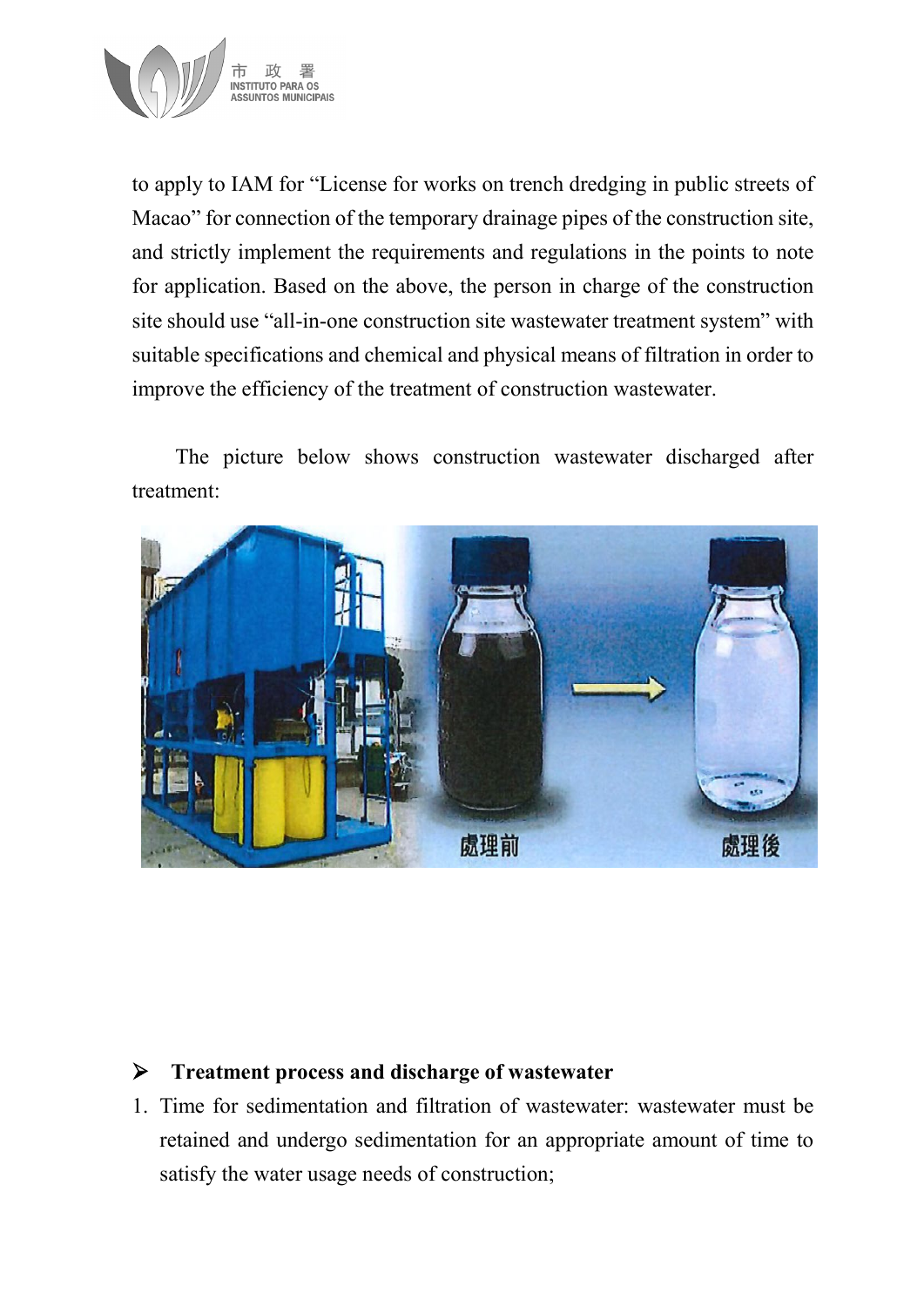to apply to IAM for "License for works on trench dredging in public streets of Macao" for connection of the temporary drainage pipes of the construction site, and strictly implement the requirements and regulations in the points to note for application. Based on the above, the person in charge of the construction site should use "all-in-one construction site wastewater treatment system" with suitable specifications and chemical and physical means of filtration in order to improve the efficiency of the treatment of construction wastewater.

The picture below shows construction wastewater discharged after treatment:

- **Treatment process and discharge of wastewater**

1. Time for sedimentation and filtration of wastewater: wastewater must be retained and undergo sedimentation for an appropriate amount of time to satisfy the water usage needs of construction;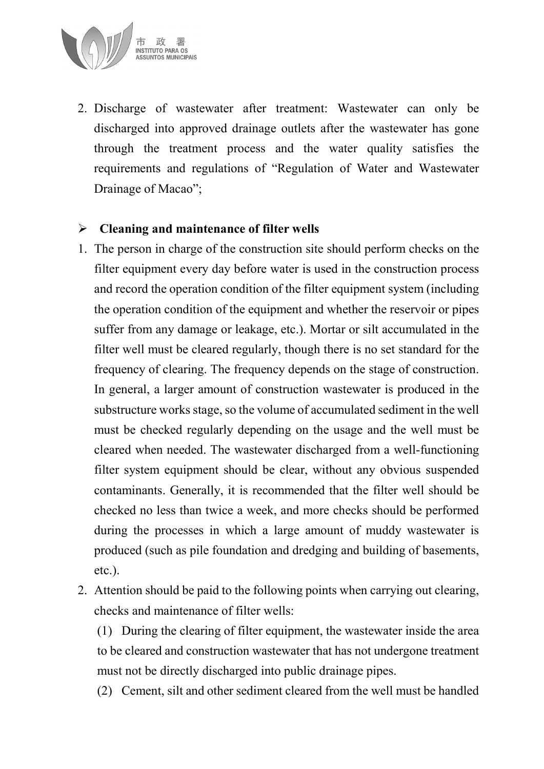2. Discharge of wastewater after treatment: Wastewater can only be discharged into approved drainage outlets after the wastewater has gone through the treatment process and the water quality satisfies the requirements and regulations of "Regulation of Water and Wastewater Drainage of Macao";

- **Cleaning and maintenance of filter wells**

1. The person in charge of the construction site should perform checks on the filter equipment every day before water is used in the construction process and record the operation condition of the filter equipment system (including the operation condition of the equipment and whether the reservoir or pipes suffer from any damage or leakage, etc.). Mortar or silt accumulated in the filter well must be cleared regularly, though there is no set standard for the frequency of clearing. The frequency depends on the stage of construction. In general, a larger amount of construction wastewater is produced in the substructure works stage, so the volume of accumulated sediment in the well must be checked regularly depending on the usage and the well must be cleared when needed. The wastewater discharged from a well-functioning filter system equipment should be clear, without any obvious suspended contaminants. Generally, it is recommended that the filter well should be checked no less than twice a week, and more checks should be performed during the processes in which a large amount of muddy wastewater is produced (such as pile foundation and dredging and building of basements, etc.).
2. Attention should be paid to the following points when carrying out clearing, checks and maintenance of filter wells:

   (1) During the clearing of filter equipment, the wastewater inside the area to be cleared and construction wastewater that has not undergone treatment must not be directly discharged into public drainage pipes.

   (2) Cement, silt and other sediment cleared from the well must be handled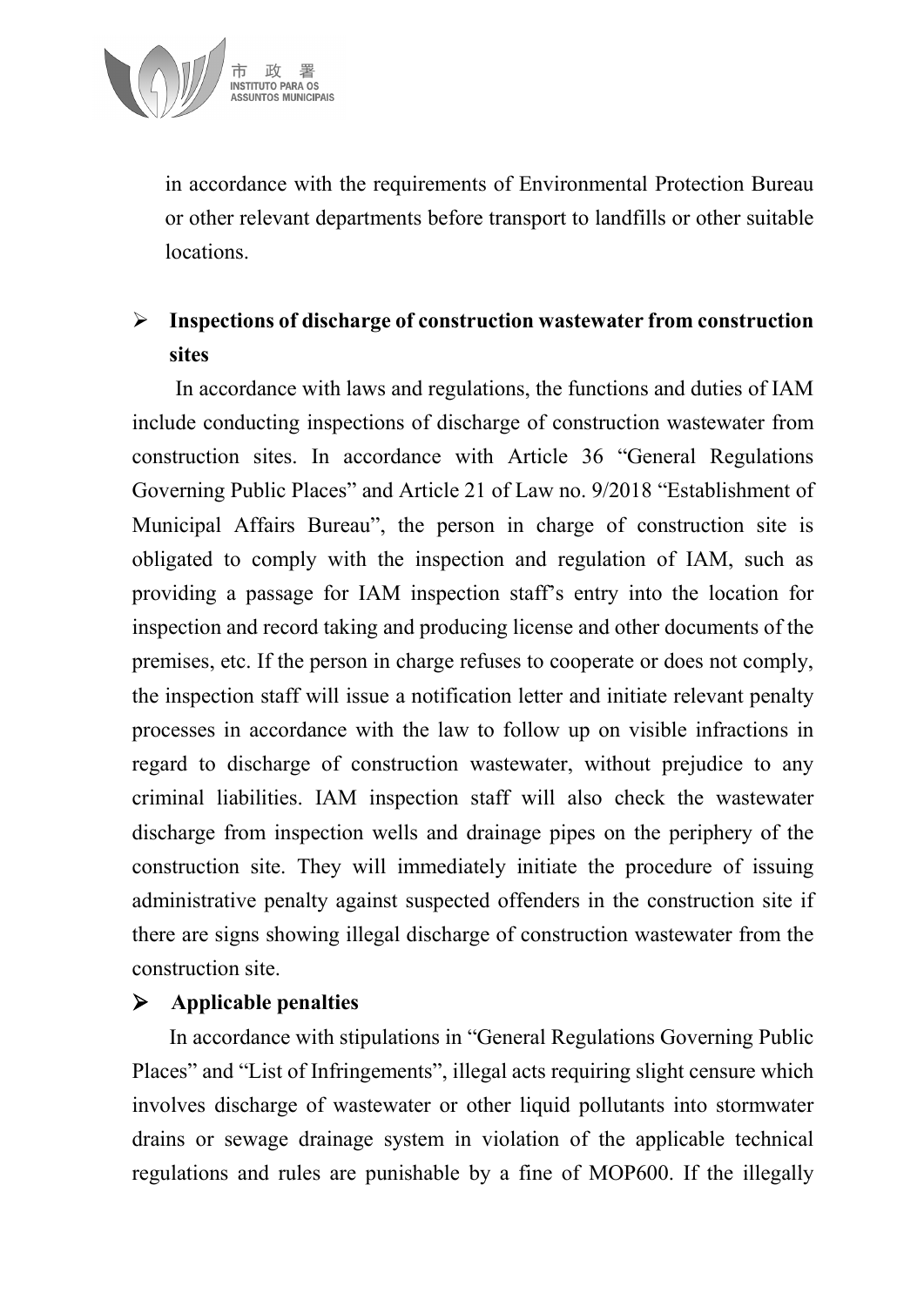in accordance with the requirements of Environmental Protection Bureau or other relevant departments before transport to landfills or other suitable locations.

- **Inspections of discharge of construction wastewater from construction sites**

In accordance with laws and regulations, the functions and duties of IAM include conducting inspections of discharge of construction wastewater from construction sites. In accordance with Article 36 "General Regulations Governing Public Places" and Article 21 of Law no. 9/2018 "Establishment of Municipal Affairs Bureau", the person in charge of construction site is obligated to comply with the inspection and regulation of IAM, such as providing a passage for IAM inspection staff's entry into the location for inspection and record taking and producing license and other documents of the premises, etc. If the person in charge refuses to cooperate or does not comply, the inspection staff will issue a notification letter and initiate relevant penalty processes in accordance with the law to follow up on visible infractions in regard to discharge of construction wastewater, without prejudice to any criminal liabilities. IAM inspection staff will also check the wastewater discharge from inspection wells and drainage pipes on the periphery of the construction site. They will immediately initiate the procedure of issuing administrative penalty against suspected offenders in the construction site if there are signs showing illegal discharge of construction wastewater from the construction site.

- **Applicable penalties**

In accordance with stipulations in "General Regulations Governing Public Places" and "List of Infringements", illegal acts requiring slight censure which involves discharge of wastewater or other liquid pollutants into stormwater drains or sewage drainage system in violation of the applicable technical regulations and rules are punishable by a fine of MOP600. If the illegally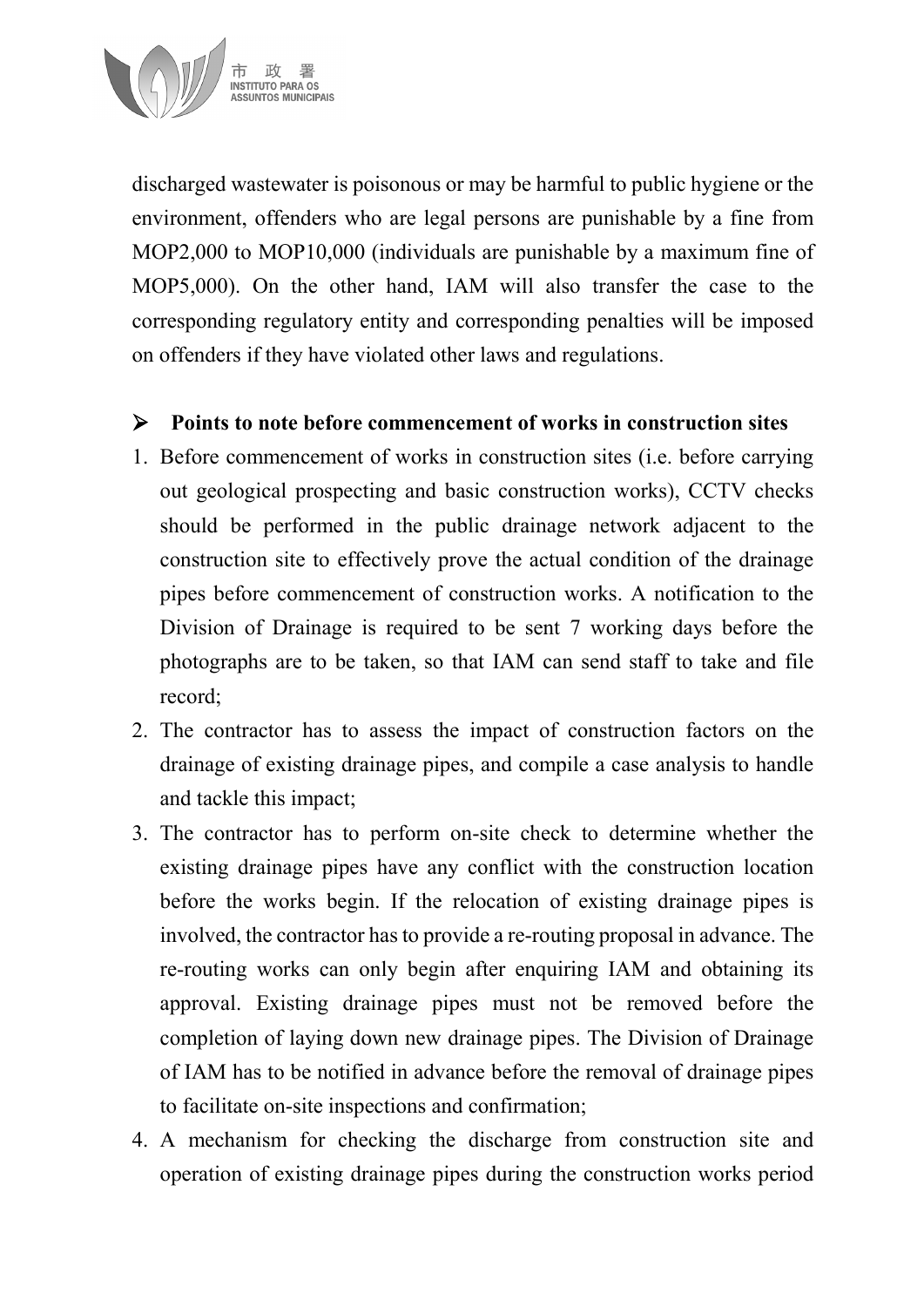discharged wastewater is poisonous or may be harmful to public hygiene or the environment, offenders who are legal persons are punishable by a fine from MOP2,000 to MOP10,000 (individuals are punishable by a maximum fine of MOP5,000). On the other hand, IAM will also transfer the case to the corresponding regulatory entity and corresponding penalties will be imposed on offenders if they have violated other laws and regulations.

- **Points to note before commencement of works in construction sites**

1. Before commencement of works in construction sites (i.e. before carrying out geological prospecting and basic construction works), CCTV checks should be performed in the public drainage network adjacent to the construction site to effectively prove the actual condition of the drainage pipes before commencement of construction works. A notification to the Division of Drainage is required to be sent 7 working days before the photographs are to be taken, so that IAM can send staff to take and file record;
2. The contractor has to assess the impact of construction factors on the drainage of existing drainage pipes, and compile a case analysis to handle and tackle this impact;
3. The contractor has to perform on-site check to determine whether the existing drainage pipes have any conflict with the construction location before the works begin. If the relocation of existing drainage pipes is involved, the contractor has to provide a re-routing proposal in advance. The re-routing works can only begin after enquiring IAM and obtaining its approval. Existing drainage pipes must not be removed before the completion of laying down new drainage pipes. The Division of Drainage of IAM has to be notified in advance before the removal of drainage pipes to facilitate on-site inspections and confirmation;
4. A mechanism for checking the discharge from construction site and operation of existing drainage pipes during the construction works period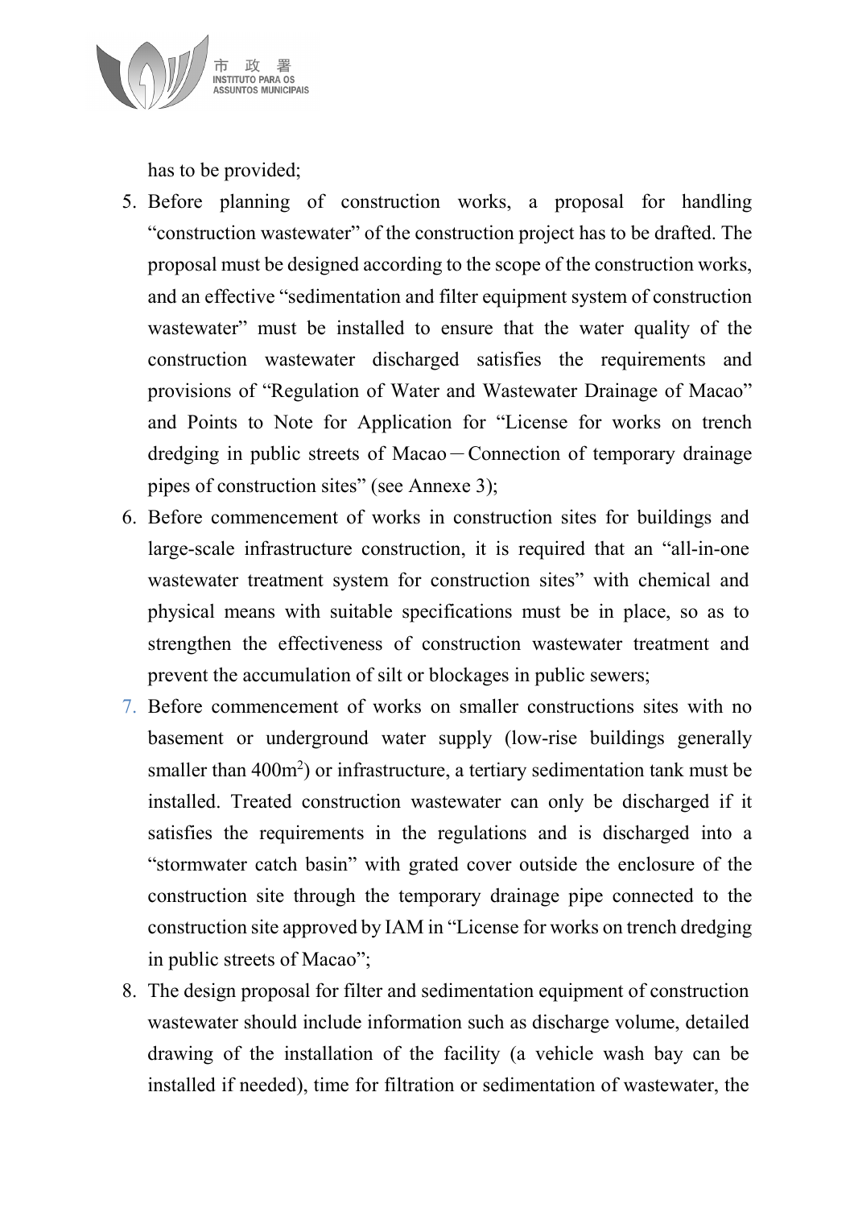has to be provided;

5. Before planning of construction works, a proposal for handling "construction wastewater" of the construction project has to be drafted. The proposal must be designed according to the scope of the construction works, and an effective "sedimentation and filter equipment system of construction wastewater" must be installed to ensure that the water quality of the construction wastewater discharged satisfies the requirements and provisions of "Regulation of Water and Wastewater Drainage of Macao" and Points to Note for Application for "License for works on trench dredging in public streets of Macao－Connection of temporary drainage pipes of construction sites" (see Annexe 3);
6. Before commencement of works in construction sites for buildings and large-scale infrastructure construction, it is required that an "all-in-one wastewater treatment system for construction sites" with chemical and physical means with suitable specifications must be in place, so as to strengthen the effectiveness of construction wastewater treatment and prevent the accumulation of silt or blockages in public sewers;
7. Before commencement of works on smaller constructions sites with no basement or underground water supply (low-rise buildings generally smaller than $400m^2$) or infrastructure, a tertiary sedimentation tank must be installed. Treated construction wastewater can only be discharged if it satisfies the requirements in the regulations and is discharged into a "stormwater catch basin" with grated cover outside the enclosure of the construction site through the temporary drainage pipe connected to the construction site approved by IAM in "License for works on trench dredging in public streets of Macao";
8. The design proposal for filter and sedimentation equipment of construction wastewater should include information such as discharge volume, detailed drawing of the installation of the facility (a vehicle wash bay can be installed if needed), time for filtration or sedimentation of wastewater, the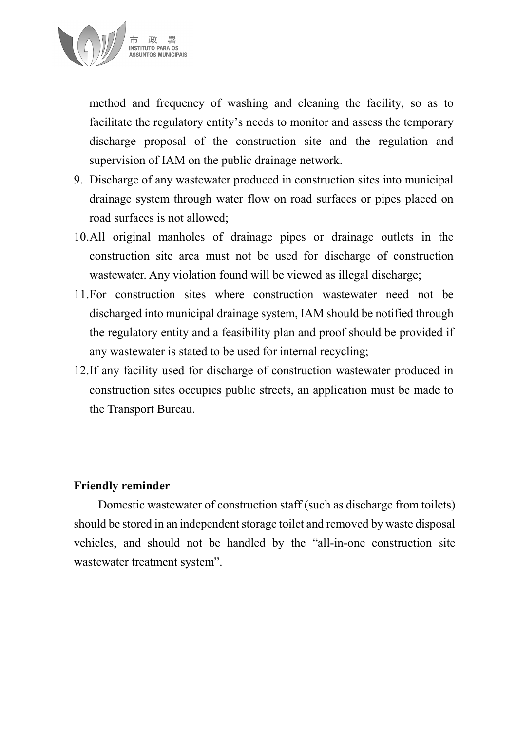method and frequency of washing and cleaning the facility, so as to facilitate the regulatory entity's needs to monitor and assess the temporary discharge proposal of the construction site and the regulation and supervision of IAM on the public drainage network.

9. Discharge of any wastewater produced in construction sites into municipal drainage system through water flow on road surfaces or pipes placed on road surfaces is not allowed;
10. All original manholes of drainage pipes or drainage outlets in the construction site area must not be used for discharge of construction wastewater. Any violation found will be viewed as illegal discharge;
11. For construction sites where construction wastewater need not be discharged into municipal drainage system, IAM should be notified through the regulatory entity and a feasibility plan and proof should be provided if any wastewater is stated to be used for internal recycling;
12. If any facility used for discharge of construction wastewater produced in construction sites occupies public streets, an application must be made to the Transport Bureau.

**Friendly reminder**

Domestic wastewater of construction staff (such as discharge from toilets) should be stored in an independent storage toilet and removed by waste disposal vehicles, and should not be handled by the "all-in-one construction site wastewater treatment system".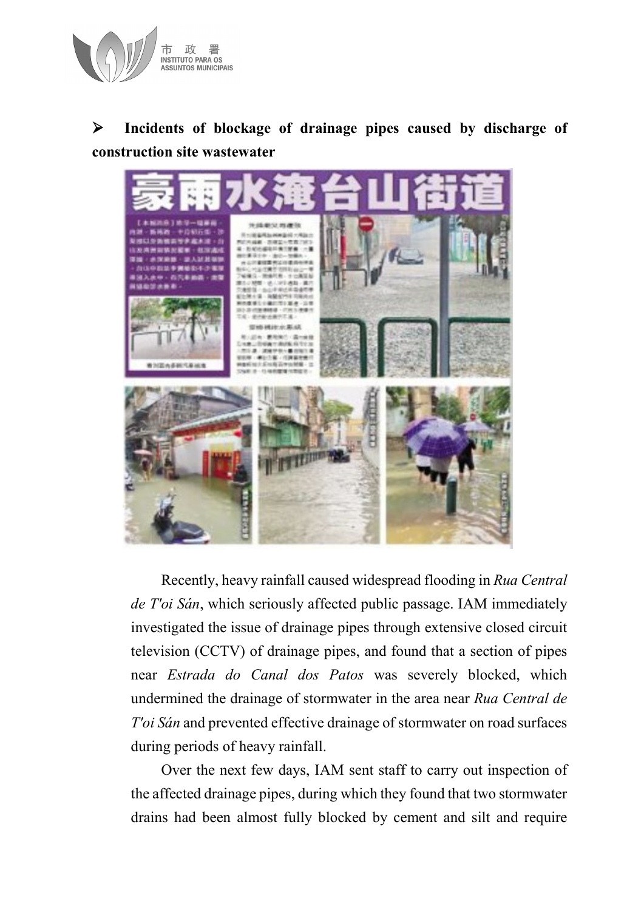➢ **Incidents of blockage of drainage pipes caused by discharge of construction site wastewater**

Recently, heavy rainfall caused widespread flooding in *Rua Central de T'oi Sán*, which seriously affected public passage. IAM immediately investigated the issue of drainage pipes through extensive closed circuit television (CCTV) of drainage pipes, and found that a section of pipes near *Estrada do Canal dos Patos* was severely blocked, which undermined the drainage of stormwater in the area near *Rua Central de T'oi Sán* and prevented effective drainage of stormwater on road surfaces during periods of heavy rainfall.

Over the next few days, IAM sent staff to carry out inspection of the affected drainage pipes, during which they found that two stormwater drains had been almost fully blocked by cement and silt and require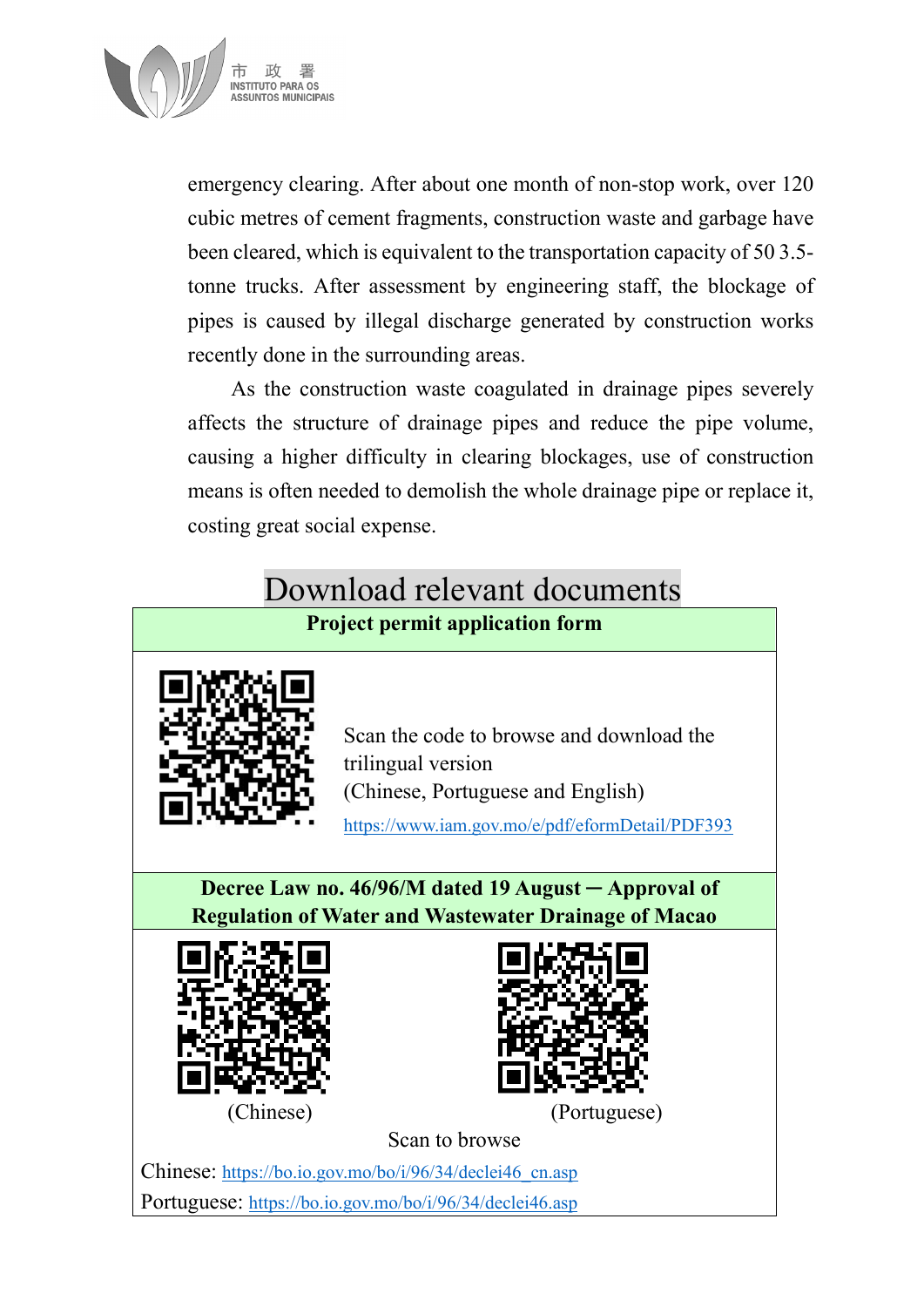emergency clearing. After about one month of non-stop work, over 120 cubic metres of cement fragments, construction waste and garbage have been cleared, which is equivalent to the transportation capacity of 50 3.5-tonne trucks. After assessment by engineering staff, the blockage of pipes is caused by illegal discharge generated by construction works recently done in the surrounding areas.

As the construction waste coagulated in drainage pipes severely affects the structure of drainage pipes and reduce the pipe volume, causing a higher difficulty in clearing blockages, use of construction means is often needed to demolish the whole drainage pipe or replace it, costing great social expense.

## Download relevant documents

**Project permit application form**

Scan the code to browse and download the trilingual version
(Chinese, Portuguese and English)
https://www.iam.gov.mo/e/pdf/eformDetail/PDF393

**Decree Law no. 46/96/M dated 19 August ─ Approval of Regulation of Water and Wastewater Drainage of Macao**

(Chinese) (Portuguese)

Scan to browse

Chinese: https://bo.io.gov.mo/bo/i/96/34/declei46_cn.asp
Portuguese: https://bo.io.gov.mo/bo/i/96/34/declei46.asp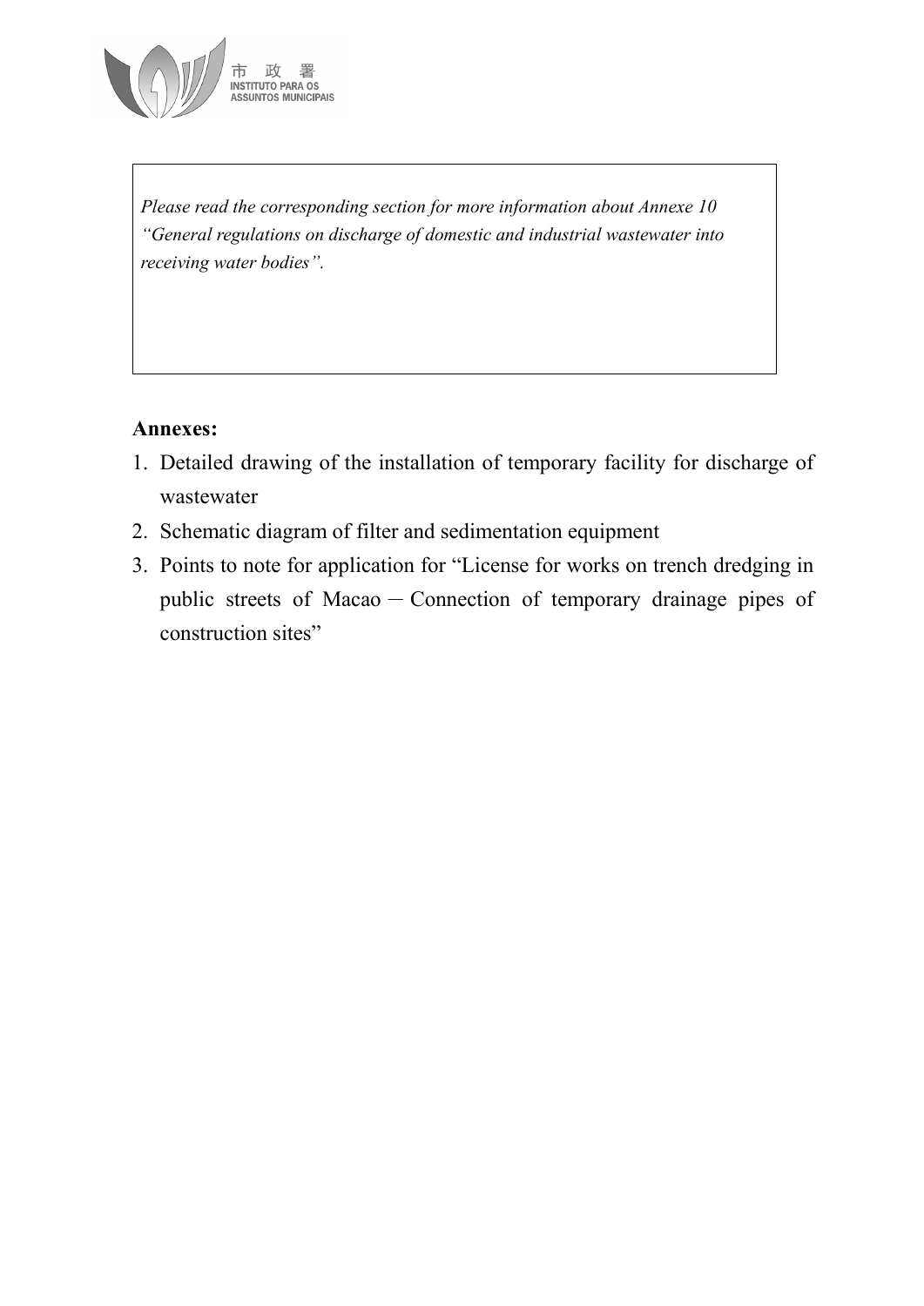*Please read the corresponding section for more information about Annexe 10 "General regulations on discharge of domestic and industrial wastewater into receiving water bodies".*

**Annexes:**

1. Detailed drawing of the installation of temporary facility for discharge of wastewater
2. Schematic diagram of filter and sedimentation equipment
3. Points to note for application for "License for works on trench dredging in public streets of Macao — Connection of temporary drainage pipes of construction sites"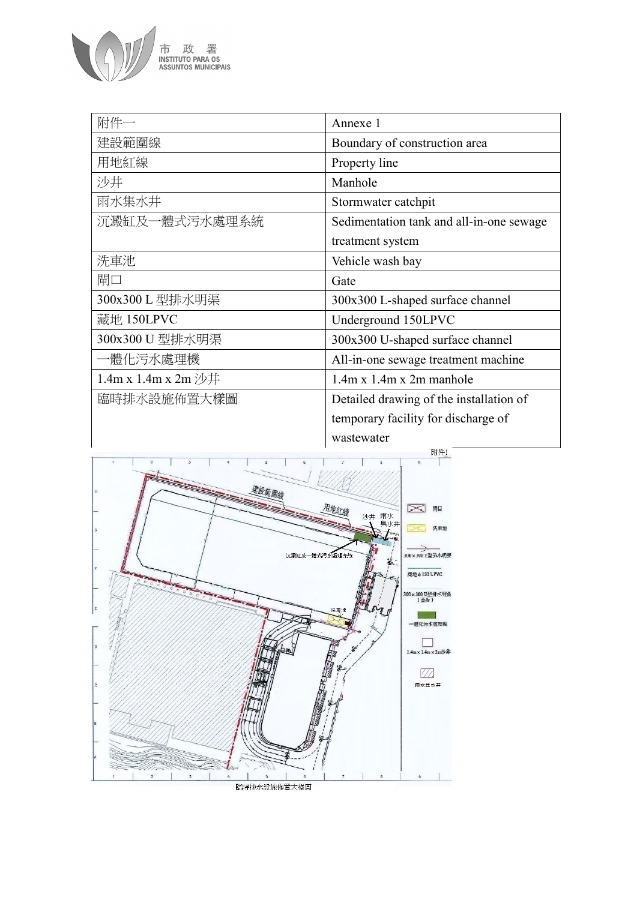| 附件一 | Annexe 1 |
| --- | --- |
| 建設範圍線 | Boundary of construction area |
| 用地紅線 | Property line |
| 沙井 | Manhole |
| 雨水集水井 | Stormwater catchpit |
| 沉澱缸及一體式污水處理系統 | Sedimentation tank and all-in-one sewage treatment system |
| 洗車池 | Vehicle wash bay |
| 閘口 | Gate |
| 300x300 L 型排水明渠 | 300x300 L-shaped surface channel |
| 藏地 150LPVC | Underground 150LPVC |
| 300x300 U 型排水明渠 | 300x300 U-shaped surface channel |
| 一體化污水處理機 | All-in-one sewage treatment machine |
| 1.4m x 1.4m x 2m 沙井 | 1.4m x 1.4m x 2m manhole |
| 臨時排水設施佈置大樣圖 | Detailed drawing of the installation of temporary facility for discharge of wastewater |

臨時排水設施佈置大樣圖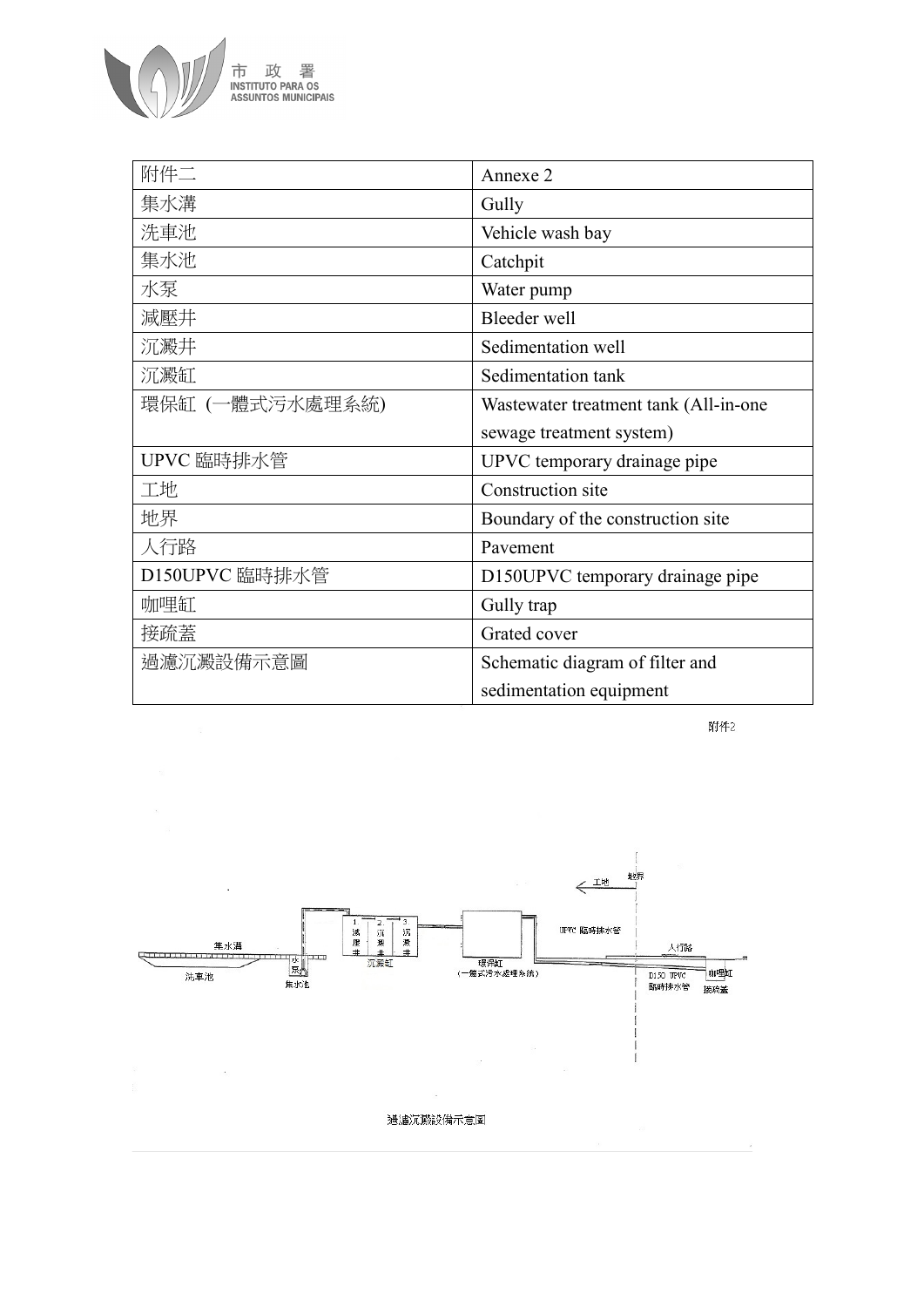| 附件二 | Annexe 2 |
|---|---|
| 集水溝 | Gully |
| 洗車池 | Vehicle wash bay |
| 集水池 | Catchpit |
| 水泵 | Water pump |
| 減壓井 | Bleeder well |
| 沉澱井 | Sedimentation well |
| 沉澱缸 | Sedimentation tank |
| 環保缸 (一體式污水處理系統) | Wastewater treatment tank (All-in-one sewage treatment system) |
| UPVC 臨時排水管 | UPVC temporary drainage pipe |
| 工地 | Construction site |
| 地界 | Boundary of the construction site |
| 人行路 | Pavement |
| D150UPVC 臨時排水管 | D150UPVC temporary drainage pipe |
| 咖哩缸 | Gully trap |
| 接疏蓋 | Grated cover |
| 過濾沉澱設備示意圖 | Schematic diagram of filter and sedimentation equipment |

附件2

工地 地界

集水溝 水泵 1 減壓井 2 沉澱井 3 沉澱井 沉澱缸 UPVC 臨時排水管 人行路

洗車池 集水池 環保缸 (一體式污水處理系統) D150 UPVC 臨時排水管 咖哩缸 接疏蓋

過濾沉澱設備示意圖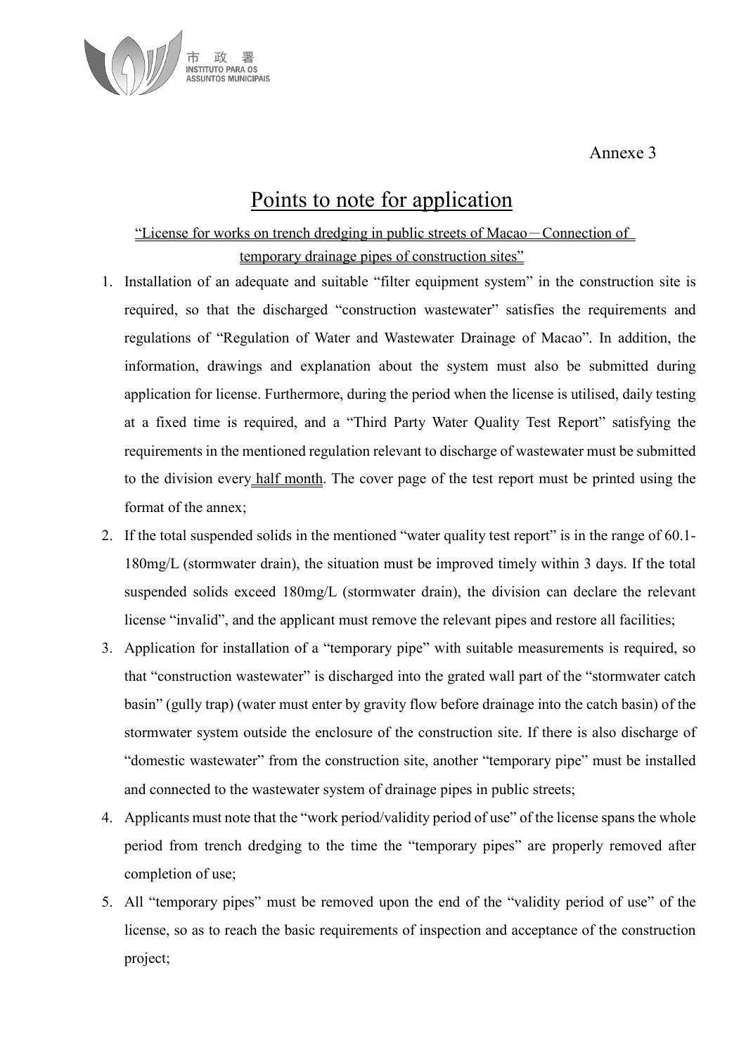Annexe 3

# Points to note for application

"License for works on trench dredging in public streets of Macao－Connection of temporary drainage pipes of construction sites"

1. Installation of an adequate and suitable "filter equipment system" in the construction site is required, so that the discharged "construction wastewater" satisfies the requirements and regulations of "Regulation of Water and Wastewater Drainage of Macao". In addition, the information, drawings and explanation about the system must also be submitted during application for license. Furthermore, during the period when the license is utilised, daily testing at a fixed time is required, and a "Third Party Water Quality Test Report" satisfying the requirements in the mentioned regulation relevant to discharge of wastewater must be submitted to the division every half month. The cover page of the test report must be printed using the format of the annex;
2. If the total suspended solids in the mentioned "water quality test report" is in the range of 60.1-180mg/L (stormwater drain), the situation must be improved timely within 3 days. If the total suspended solids exceed 180mg/L (stormwater drain), the division can declare the relevant license "invalid", and the applicant must remove the relevant pipes and restore all facilities;
3. Application for installation of a "temporary pipe" with suitable measurements is required, so that "construction wastewater" is discharged into the grated wall part of the "stormwater catch basin" (gully trap) (water must enter by gravity flow before drainage into the catch basin) of the stormwater system outside the enclosure of the construction site. If there is also discharge of "domestic wastewater" from the construction site, another "temporary pipe" must be installed and connected to the wastewater system of drainage pipes in public streets;
4. Applicants must note that the "work period/validity period of use" of the license spans the whole period from trench dredging to the time the "temporary pipes" are properly removed after completion of use;
5. All "temporary pipes" must be removed upon the end of the "validity period of use" of the license, so as to reach the basic requirements of inspection and acceptance of the construction project;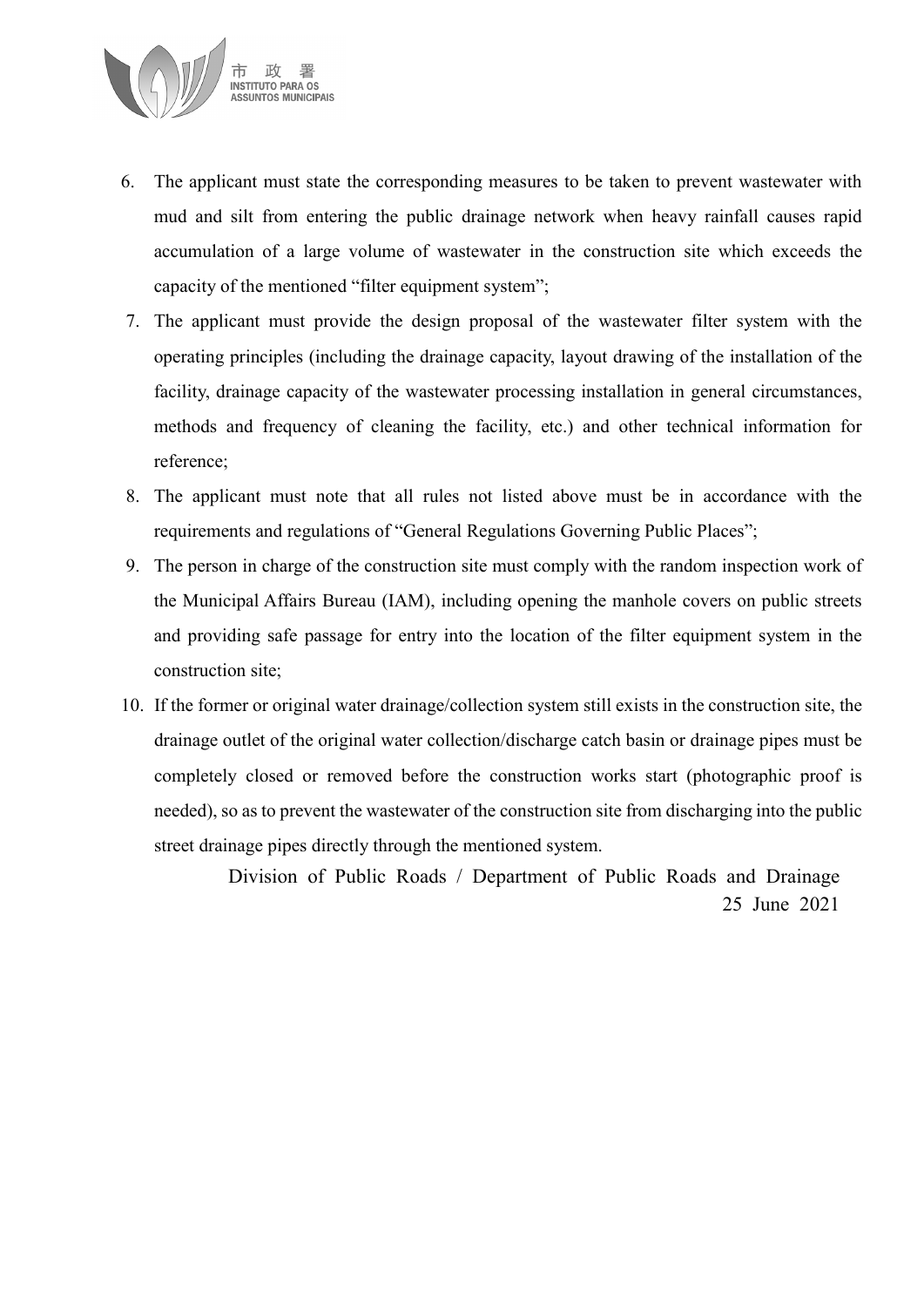6. The applicant must state the corresponding measures to be taken to prevent wastewater with mud and silt from entering the public drainage network when heavy rainfall causes rapid accumulation of a large volume of wastewater in the construction site which exceeds the capacity of the mentioned "filter equipment system";
7. The applicant must provide the design proposal of the wastewater filter system with the operating principles (including the drainage capacity, layout drawing of the installation of the facility, drainage capacity of the wastewater processing installation in general circumstances, methods and frequency of cleaning the facility, etc.) and other technical information for reference;
8. The applicant must note that all rules not listed above must be in accordance with the requirements and regulations of "General Regulations Governing Public Places";
9. The person in charge of the construction site must comply with the random inspection work of the Municipal Affairs Bureau (IAM), including opening the manhole covers on public streets and providing safe passage for entry into the location of the filter equipment system in the construction site;
10. If the former or original water drainage/collection system still exists in the construction site, the drainage outlet of the original water collection/discharge catch basin or drainage pipes must be completely closed or removed before the construction works start (photographic proof is needed), so as to prevent the wastewater of the construction site from discharging into the public street drainage pipes directly through the mentioned system.

Division of Public Roads / Department of Public Roads and Drainage

25 June 2021